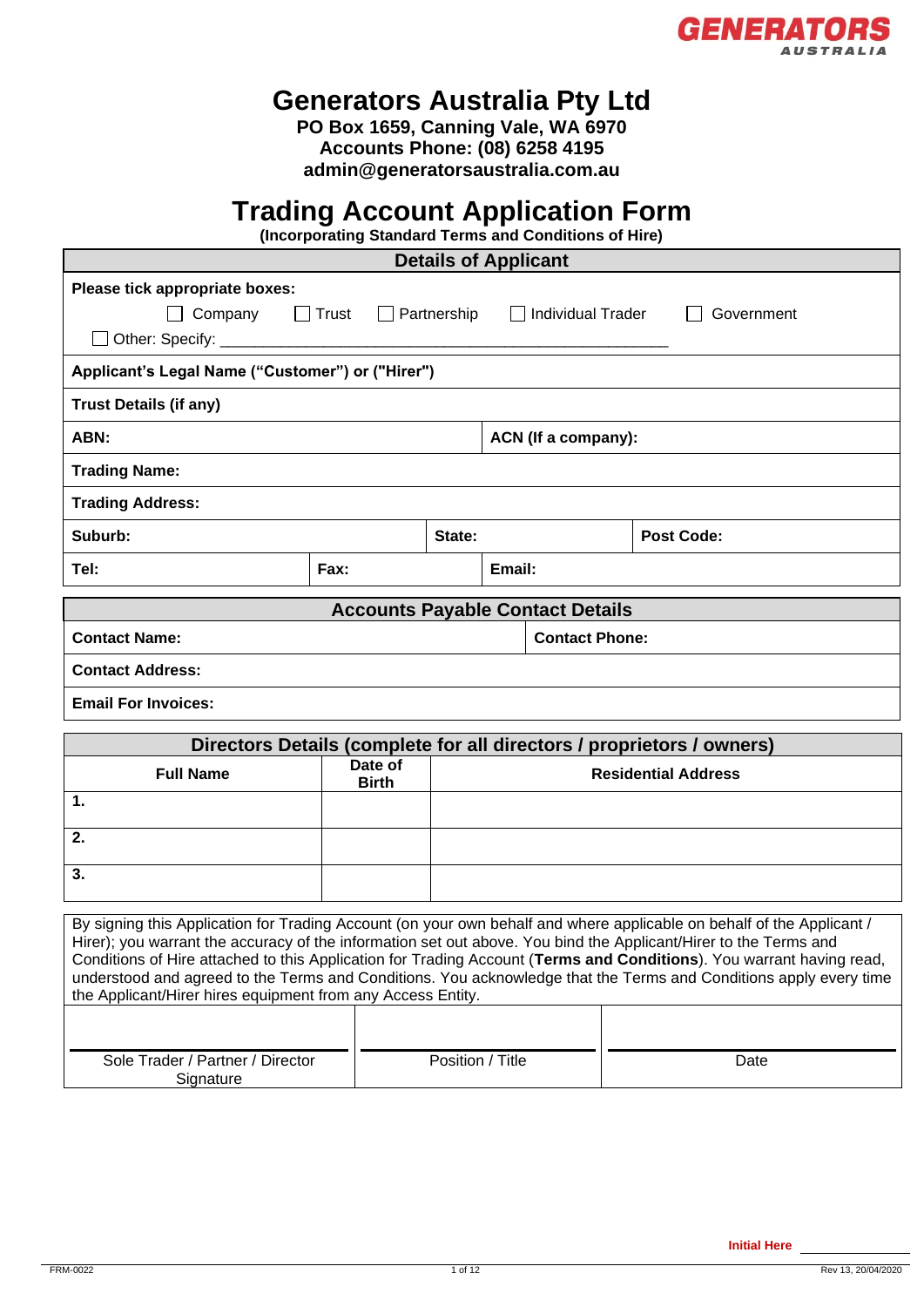# Generators Australia Pty Ltd

**PO Box 1659, Canning Vale, WA 6970**
**Accounts Phone: (08) 6258 4195**
**admin@generatorsaustralia.com.au**

# Trading Account Application Form

**(Incorporating Standard Terms and Conditions of Hire)**

## Details of Applicant

**Please tick appropriate boxes:**

☐ Company ☐ Trust ☐ Partnership ☐ Individual Trader ☐ Government

☐ Other: Specify: ____________________________________________________

| | | | | |
|---|---|---|---|---|
| **Applicant's Legal Name ("Customer") or ("Hirer")** | | | | |
| **Trust Details (if any)** | | | | |
| **ABN:** | | | **ACN (If a company):** | |
| **Trading Name:** | | | | |
| **Trading Address:** | | | | |
| **Suburb:** | | **State:** | | **Post Code:** |
| **Tel:** | **Fax:** | | **Email:** | |

## Accounts Payable Contact Details

| | |
|---|---|
| **Contact Name:** | **Contact Phone:** |
| **Contact Address:** | |
| **Email For Invoices:** | |

## Directors Details (complete for all directors / proprietors / owners)

| Full Name | Date of Birth | Residential Address |
|---|---|---|
| 1. | | |
| 2. | | |
| 3. | | |

By signing this Application for Trading Account (on your own behalf and where applicable on behalf of the Applicant / Hirer); you warrant the accuracy of the information set out above. You bind the Applicant/Hirer to the Terms and Conditions of Hire attached to this Application for Trading Account (**Terms and Conditions**). You warrant having read, understood and agreed to the Terms and Conditions. You acknowledge that the Terms and Conditions apply every time the Applicant/Hirer hires equipment from any Access Entity.

| ______________________ | ______________________ | ______________________ |
|---|---|---|
| Sole Trader / Partner / Director Signature | Position / Title | Date |

**Initial Here** ____________

FRM-0022 Rev 13, 20/04/2020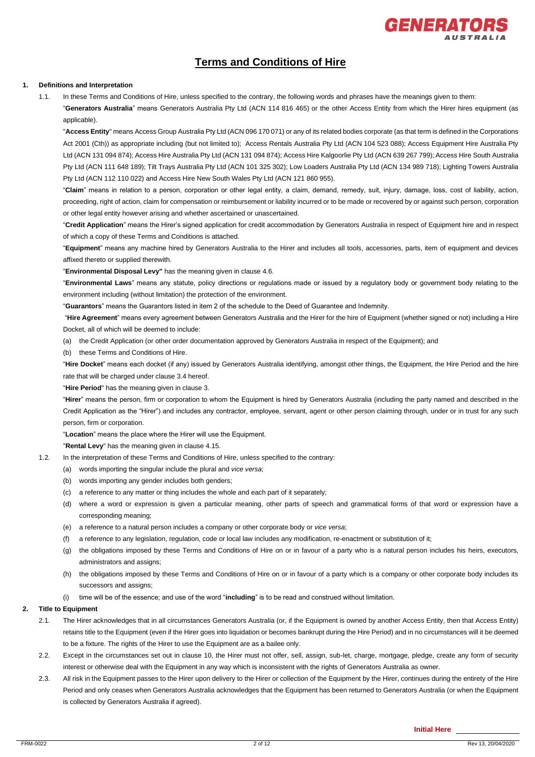# Terms and Conditions of Hire

**1. Definitions and Interpretation**

1.1. In these Terms and Conditions of Hire, unless specified to the contrary, the following words and phrases have the meanings given to them:

"**Generators Australia**" means Generators Australia Pty Ltd (ACN 114 816 465) or the other Access Entity from which the Hirer hires equipment (as applicable).

"**Access Entity**" means Access Group Australia Pty Ltd (ACN 096 170 071) or any of its related bodies corporate (as that term is defined in the Corporations Act 2001 (Cth)) as appropriate including (but not limited to); Access Rentals Australia Pty Ltd (ACN 104 523 088); Access Equipment Hire Australia Pty Ltd (ACN 131 094 874); Access Hire Australia Pty Ltd (ACN 131 094 874); Access Hire Kalgoorlie Pty Ltd (ACN 639 267 799); Access Hire South Australia Pty Ltd (ACN 111 648 189); Tilt Trays Australia Pty Ltd (ACN 101 325 302); Low Loaders Australia Pty Ltd (ACN 134 989 718); Lighting Towers Australia Pty Ltd (ACN 112 110 022) and Access Hire New South Wales Pty Ltd (ACN 121 860 955).

"**Claim**" means in relation to a person, corporation or other legal entity, a claim, demand, remedy, suit, injury, damage, loss, cost of liability, action, proceeding, right of action, claim for compensation or reimbursement or liability incurred or to be made or recovered by or against such person, corporation or other legal entity however arising and whether ascertained or unascertained.

"**Credit Application**" means the Hirer's signed application for credit accommodation by Generators Australia in respect of Equipment hire and in respect of which a copy of these Terms and Conditions is attached.

"**Equipment**" means any machine hired by Generators Australia to the Hirer and includes all tools, accessories, parts, item of equipment and devices affixed thereto or supplied therewith.

"**Environmental Disposal Levy"** has the meaning given in clause 4.6.

"**Environmental Laws**" means any statute, policy directions or regulations made or issued by a regulatory body or government body relating to the environment including (without limitation) the protection of the environment.

"**Guarantors**" means the Guarantors listed in item 2 of the schedule to the Deed of Guarantee and Indemnity.

"**Hire Agreement**" means every agreement between Generators Australia and the Hirer for the hire of Equipment (whether signed or not) including a Hire Docket, all of which will be deemed to include:

(a) the Credit Application (or other order documentation approved by Generators Australia in respect of the Equipment); and

(b) these Terms and Conditions of Hire.

"**Hire Docket**" means each docket (if any) issued by Generators Australia identifying, amongst other things, the Equipment, the Hire Period and the hire rate that will be charged under clause 3.4 hereof.

"**Hire Period**" has the meaning given in clause 3.

"**Hirer**" means the person, firm or corporation to whom the Equipment is hired by Generators Australia (including the party named and described in the Credit Application as the "Hirer") and includes any contractor, employee, servant, agent or other person claiming through, under or in trust for any such person, firm or corporation.

"**Location**" means the place where the Hirer will use the Equipment.

"**Rental Levy**" has the meaning given in clause 4.15.

1.2. In the interpretation of these Terms and Conditions of Hire, unless specified to the contrary:

(a) words importing the singular include the plural and *vice versa*;

(b) words importing any gender includes both genders;

(c) a reference to any matter or thing includes the whole and each part of it separately;

(d) where a word or expression is given a particular meaning, other parts of speech and grammatical forms of that word or expression have a corresponding meaning;

(e) a reference to a natural person includes a company or other corporate body or *vice versa*;

(f) a reference to any legislation, regulation, code or local law includes any modification, re-enactment or substitution of it;

(g) the obligations imposed by these Terms and Conditions of Hire on or in favour of a party who is a natural person includes his heirs, executors, administrators and assigns;

(h) the obligations imposed by these Terms and Conditions of Hire on or in favour of a party which is a company or other corporate body includes its successors and assigns;

(i) time will be of the essence; and use of the word "**including**" is to be read and construed without limitation.

**2. Title to Equipment**

2.1. The Hirer acknowledges that in all circumstances Generators Australia (or, if the Equipment is owned by another Access Entity, then that Access Entity) retains title to the Equipment (even if the Hirer goes into liquidation or becomes bankrupt during the Hire Period) and in no circumstances will it be deemed to be a fixture. The rights of the Hirer to use the Equipment are as a bailee only.

2.2. Except in the circumstances set out in clause 10, the Hirer must not offer, sell, assign, sub-let, charge, mortgage, pledge, create any form of security interest or otherwise deal with the Equipment in any way which is inconsistent with the rights of Generators Australia as owner.

2.3. All risk in the Equipment passes to the Hirer upon delivery to the Hirer or collection of the Equipment by the Hirer, continues during the entirety of the Hire Period and only ceases when Generators Australia acknowledges that the Equipment has been returned to Generators Australia (or when the Equipment is collected by Generators Australia if agreed).

**Initial Here** \_\_\_\_\_\_\_\_\_\_\_\_\_\_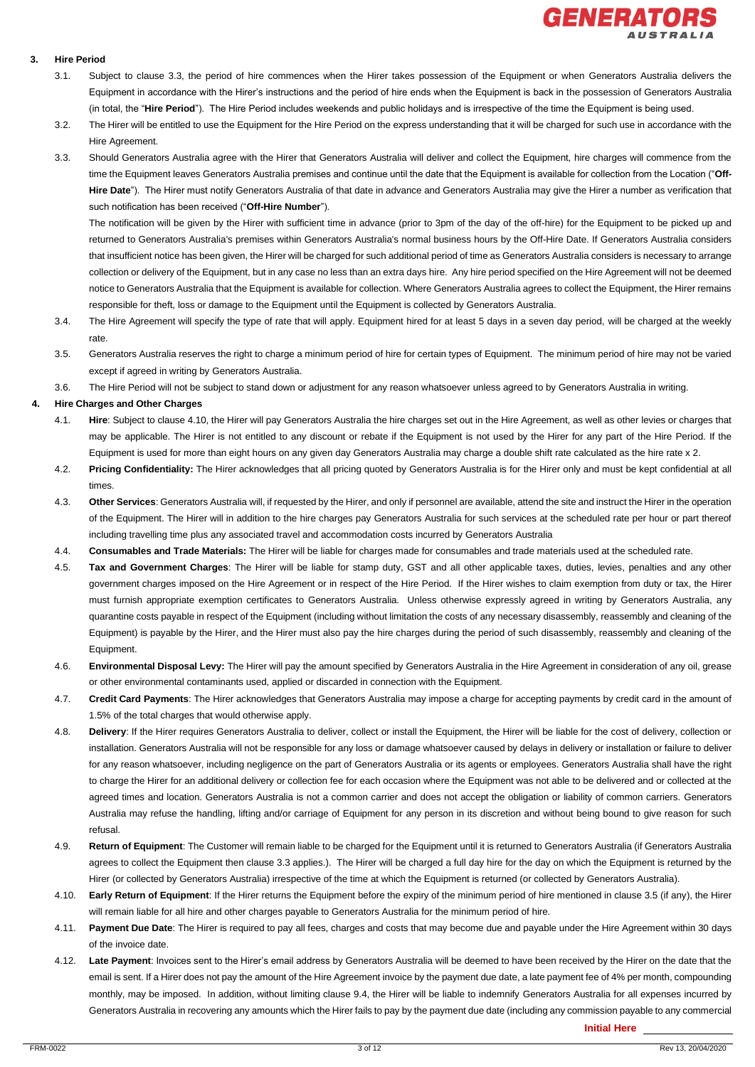## 3. Hire Period

3.1. Subject to clause 3.3, the period of hire commences when the Hirer takes possession of the Equipment or when Generators Australia delivers the Equipment in accordance with the Hirer's instructions and the period of hire ends when the Equipment is back in the possession of Generators Australia (in total, the "**Hire Period**"). The Hire Period includes weekends and public holidays and is irrespective of the time the Equipment is being used.

3.2. The Hirer will be entitled to use the Equipment for the Hire Period on the express understanding that it will be charged for such use in accordance with the Hire Agreement.

3.3. Should Generators Australia agree with the Hirer that Generators Australia will deliver and collect the Equipment, hire charges will commence from the time the Equipment leaves Generators Australia premises and continue until the date that the Equipment is available for collection from the Location ("**Off-Hire Date**"). The Hirer must notify Generators Australia of that date in advance and Generators Australia may give the Hirer a number as verification that such notification has been received ("**Off-Hire Number**").

The notification will be given by the Hirer with sufficient time in advance (prior to 3pm of the day of the off-hire) for the Equipment to be picked up and returned to Generators Australia's premises within Generators Australia's normal business hours by the Off-Hire Date. If Generators Australia considers that insufficient notice has been given, the Hirer will be charged for such additional period of time as Generators Australia considers is necessary to arrange collection or delivery of the Equipment, but in any case no less than an extra days hire. Any hire period specified on the Hire Agreement will not be deemed notice to Generators Australia that the Equipment is available for collection. Where Generators Australia agrees to collect the Equipment, the Hirer remains responsible for theft, loss or damage to the Equipment until the Equipment is collected by Generators Australia.

3.4. The Hire Agreement will specify the type of rate that will apply. Equipment hired for at least 5 days in a seven day period, will be charged at the weekly rate.

3.5. Generators Australia reserves the right to charge a minimum period of hire for certain types of Equipment. The minimum period of hire may not be varied except if agreed in writing by Generators Australia.

3.6. The Hire Period will not be subject to stand down or adjustment for any reason whatsoever unless agreed to by Generators Australia in writing.

## 4. Hire Charges and Other Charges

4.1. **Hire**: Subject to clause 4.10, the Hirer will pay Generators Australia the hire charges set out in the Hire Agreement, as well as other levies or charges that may be applicable. The Hirer is not entitled to any discount or rebate if the Equipment is not used by the Hirer for any part of the Hire Period. If the Equipment is used for more than eight hours on any given day Generators Australia may charge a double shift rate calculated as the hire rate x 2.

4.2. **Pricing Confidentiality:** The Hirer acknowledges that all pricing quoted by Generators Australia is for the Hirer only and must be kept confidential at all times.

4.3. **Other Services**: Generators Australia will, if requested by the Hirer, and only if personnel are available, attend the site and instruct the Hirer in the operation of the Equipment. The Hirer will in addition to the hire charges pay Generators Australia for such services at the scheduled rate per hour or part thereof including travelling time plus any associated travel and accommodation costs incurred by Generators Australia

4.4. **Consumables and Trade Materials:** The Hirer will be liable for charges made for consumables and trade materials used at the scheduled rate.

4.5. **Tax and Government Charges**: The Hirer will be liable for stamp duty, GST and all other applicable taxes, duties, levies, penalties and any other government charges imposed on the Hire Agreement or in respect of the Hire Period. If the Hirer wishes to claim exemption from duty or tax, the Hirer must furnish appropriate exemption certificates to Generators Australia. Unless otherwise expressly agreed in writing by Generators Australia, any quarantine costs payable in respect of the Equipment (including without limitation the costs of any necessary disassembly, reassembly and cleaning of the Equipment) is payable by the Hirer, and the Hirer must also pay the hire charges during the period of such disassembly, reassembly and cleaning of the Equipment.

4.6. **Environmental Disposal Levy:** The Hirer will pay the amount specified by Generators Australia in the Hire Agreement in consideration of any oil, grease or other environmental contaminants used, applied or discarded in connection with the Equipment.

4.7. **Credit Card Payments**: The Hirer acknowledges that Generators Australia may impose a charge for accepting payments by credit card in the amount of 1.5% of the total charges that would otherwise apply.

4.8. **Delivery**: If the Hirer requires Generators Australia to deliver, collect or install the Equipment, the Hirer will be liable for the cost of delivery, collection or installation. Generators Australia will not be responsible for any loss or damage whatsoever caused by delays in delivery or installation or failure to deliver for any reason whatsoever, including negligence on the part of Generators Australia or its agents or employees. Generators Australia shall have the right to charge the Hirer for an additional delivery or collection fee for each occasion where the Equipment was not able to be delivered and or collected at the agreed times and location. Generators Australia is not a common carrier and does not accept the obligation or liability of common carriers. Generators Australia may refuse the handling, lifting and/or carriage of Equipment for any person in its discretion and without being bound to give reason for such refusal.

4.9. **Return of Equipment**: The Customer will remain liable to be charged for the Equipment until it is returned to Generators Australia (if Generators Australia agrees to collect the Equipment then clause 3.3 applies.). The Hirer will be charged a full day hire for the day on which the Equipment is returned by the Hirer (or collected by Generators Australia) irrespective of the time at which the Equipment is returned (or collected by Generators Australia).

4.10. **Early Return of Equipment**: If the Hirer returns the Equipment before the expiry of the minimum period of hire mentioned in clause 3.5 (if any), the Hirer will remain liable for all hire and other charges payable to Generators Australia for the minimum period of hire.

4.11. **Payment Due Date**: The Hirer is required to pay all fees, charges and costs that may become due and payable under the Hire Agreement within 30 days of the invoice date.

4.12. **Late Payment**: Invoices sent to the Hirer's email address by Generators Australia will be deemed to have been received by the Hirer on the date that the email is sent. If a Hirer does not pay the amount of the Hire Agreement invoice by the payment due date, a late payment fee of 4% per month, compounding monthly, may be imposed. In addition, without limiting clause 9.4, the Hirer will be liable to indemnify Generators Australia for all expenses incurred by Generators Australia in recovering any amounts which the Hirer fails to pay by the payment due date (including any commission payable to any commercial

**Initial Here** \_\_\_\_\_\_\_\_\_\_\_\_\_\_\_\_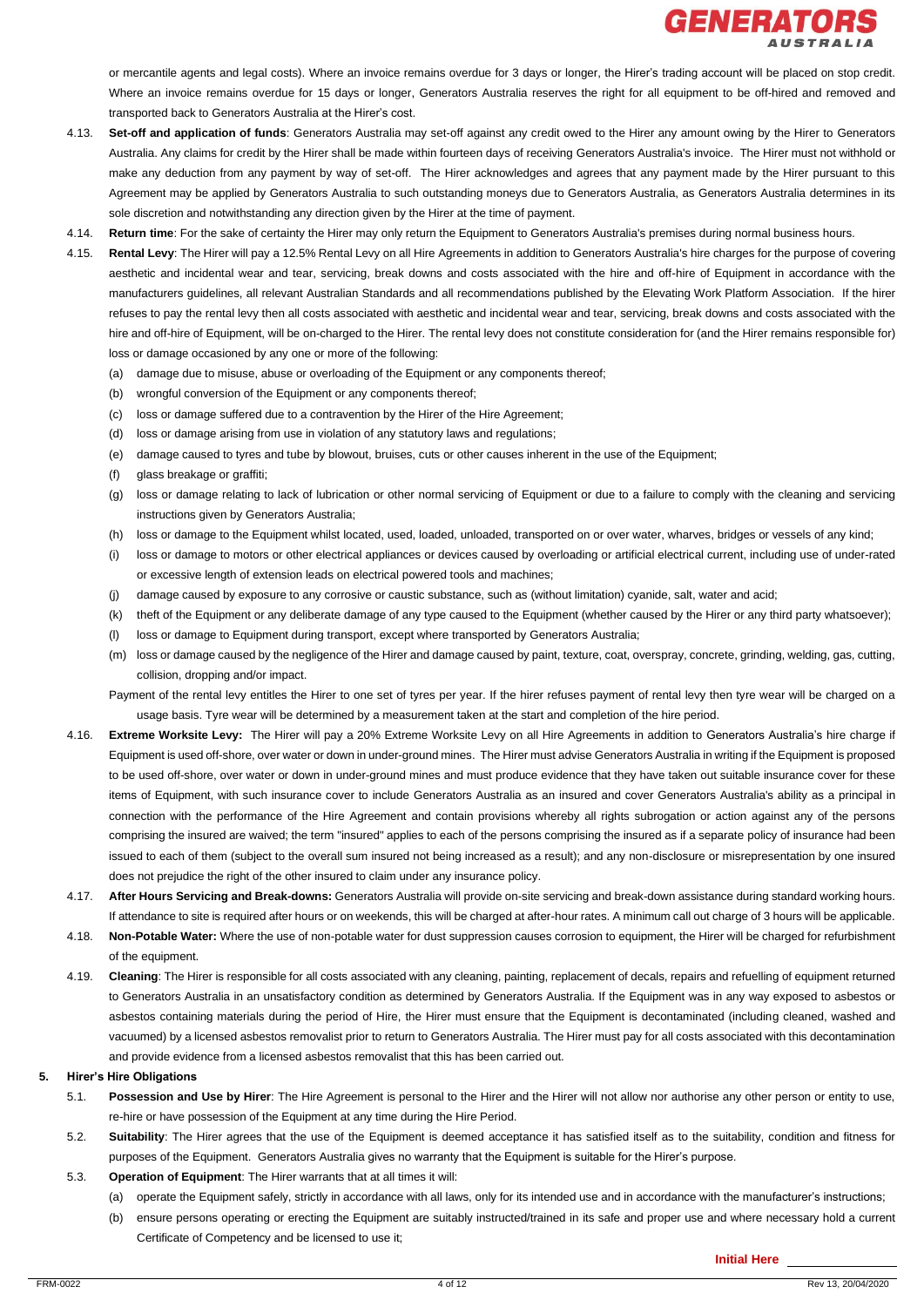or mercantile agents and legal costs). Where an invoice remains overdue for 3 days or longer, the Hirer's trading account will be placed on stop credit. Where an invoice remains overdue for 15 days or longer, Generators Australia reserves the right for all equipment to be off-hired and removed and transported back to Generators Australia at the Hirer's cost.

4.13. **Set-off and application of funds**: Generators Australia may set-off against any credit owed to the Hirer any amount owing by the Hirer to Generators Australia. Any claims for credit by the Hirer shall be made within fourteen days of receiving Generators Australia's invoice. The Hirer must not withhold or make any deduction from any payment by way of set-off. The Hirer acknowledges and agrees that any payment made by the Hirer pursuant to this Agreement may be applied by Generators Australia to such outstanding moneys due to Generators Australia, as Generators Australia determines in its sole discretion and notwithstanding any direction given by the Hirer at the time of payment.

4.14. **Return time**: For the sake of certainty the Hirer may only return the Equipment to Generators Australia's premises during normal business hours.

4.15. **Rental Levy**: The Hirer will pay a 12.5% Rental Levy on all Hire Agreements in addition to Generators Australia's hire charges for the purpose of covering aesthetic and incidental wear and tear, servicing, break downs and costs associated with the hire and off-hire of Equipment in accordance with the manufacturers guidelines, all relevant Australian Standards and all recommendations published by the Elevating Work Platform Association. If the hirer refuses to pay the rental levy then all costs associated with aesthetic and incidental wear and tear, servicing, break downs and costs associated with the hire and off-hire of Equipment, will be on-charged to the Hirer. The rental levy does not constitute consideration for (and the Hirer remains responsible for) loss or damage occasioned by any one or more of the following:

(a) damage due to misuse, abuse or overloading of the Equipment or any components thereof;
(b) wrongful conversion of the Equipment or any components thereof;
(c) loss or damage suffered due to a contravention by the Hirer of the Hire Agreement;
(d) loss or damage arising from use in violation of any statutory laws and regulations;
(e) damage caused to tyres and tube by blowout, bruises, cuts or other causes inherent in the use of the Equipment;
(f) glass breakage or graffiti;
(g) loss or damage relating to lack of lubrication or other normal servicing of Equipment or due to a failure to comply with the cleaning and servicing instructions given by Generators Australia;
(h) loss or damage to the Equipment whilst located, used, loaded, unloaded, transported on or over water, wharves, bridges or vessels of any kind;
(i) loss or damage to motors or other electrical appliances or devices caused by overloading or artificial electrical current, including use of under-rated or excessive length of extension leads on electrical powered tools and machines;
(j) damage caused by exposure to any corrosive or caustic substance, such as (without limitation) cyanide, salt, water and acid;
(k) theft of the Equipment or any deliberate damage of any type caused to the Equipment (whether caused by the Hirer or any third party whatsoever);
(l) loss or damage to Equipment during transport, except where transported by Generators Australia;
(m) loss or damage caused by the negligence of the Hirer and damage caused by paint, texture, coat, overspray, concrete, grinding, welding, gas, cutting, collision, dropping and/or impact.

Payment of the rental levy entitles the Hirer to one set of tyres per year. If the hirer refuses payment of rental levy then tyre wear will be charged on a usage basis. Tyre wear will be determined by a measurement taken at the start and completion of the hire period.

4.16. **Extreme Worksite Levy:** The Hirer will pay a 20% Extreme Worksite Levy on all Hire Agreements in addition to Generators Australia's hire charge if Equipment is used off-shore, over water or down in under-ground mines. The Hirer must advise Generators Australia in writing if the Equipment is proposed to be used off-shore, over water or down in under-ground mines and must produce evidence that they have taken out suitable insurance cover for these items of Equipment, with such insurance cover to include Generators Australia as an insured and cover Generators Australia's ability as a principal in connection with the performance of the Hire Agreement and contain provisions whereby all rights subrogation or action against any of the persons comprising the insured are waived; the term "insured" applies to each of the persons comprising the insured as if a separate policy of insurance had been issued to each of them (subject to the overall sum insured not being increased as a result); and any non-disclosure or misrepresentation by one insured does not prejudice the right of the other insured to claim under any insurance policy.

4.17. **After Hours Servicing and Break-downs:** Generators Australia will provide on-site servicing and break-down assistance during standard working hours. If attendance to site is required after hours or on weekends, this will be charged at after-hour rates. A minimum call out charge of 3 hours will be applicable.

4.18. **Non-Potable Water:** Where the use of non-potable water for dust suppression causes corrosion to equipment, the Hirer will be charged for refurbishment of the equipment.

4.19. **Cleaning**: The Hirer is responsible for all costs associated with any cleaning, painting, replacement of decals, repairs and refuelling of equipment returned to Generators Australia in an unsatisfactory condition as determined by Generators Australia. If the Equipment was in any way exposed to asbestos or asbestos containing materials during the period of Hire, the Hirer must ensure that the Equipment is decontaminated (including cleaned, washed and vacuumed) by a licensed asbestos removalist prior to return to Generators Australia. The Hirer must pay for all costs associated with this decontamination and provide evidence from a licensed asbestos removalist that this has been carried out.

## 5. Hirer's Hire Obligations

5.1. **Possession and Use by Hirer**: The Hire Agreement is personal to the Hirer and the Hirer will not allow nor authorise any other person or entity to use, re-hire or have possession of the Equipment at any time during the Hire Period.

5.2. **Suitability**: The Hirer agrees that the use of the Equipment is deemed acceptance it has satisfied itself as to the suitability, condition and fitness for purposes of the Equipment. Generators Australia gives no warranty that the Equipment is suitable for the Hirer's purpose.

5.3. **Operation of Equipment**: The Hirer warrants that at all times it will:

(a) operate the Equipment safely, strictly in accordance with all laws, only for its intended use and in accordance with the manufacturer's instructions;
(b) ensure persons operating or erecting the Equipment are suitably instructed/trained in its safe and proper use and where necessary hold a current Certificate of Competency and be licensed to use it;

**Initial Here** ______________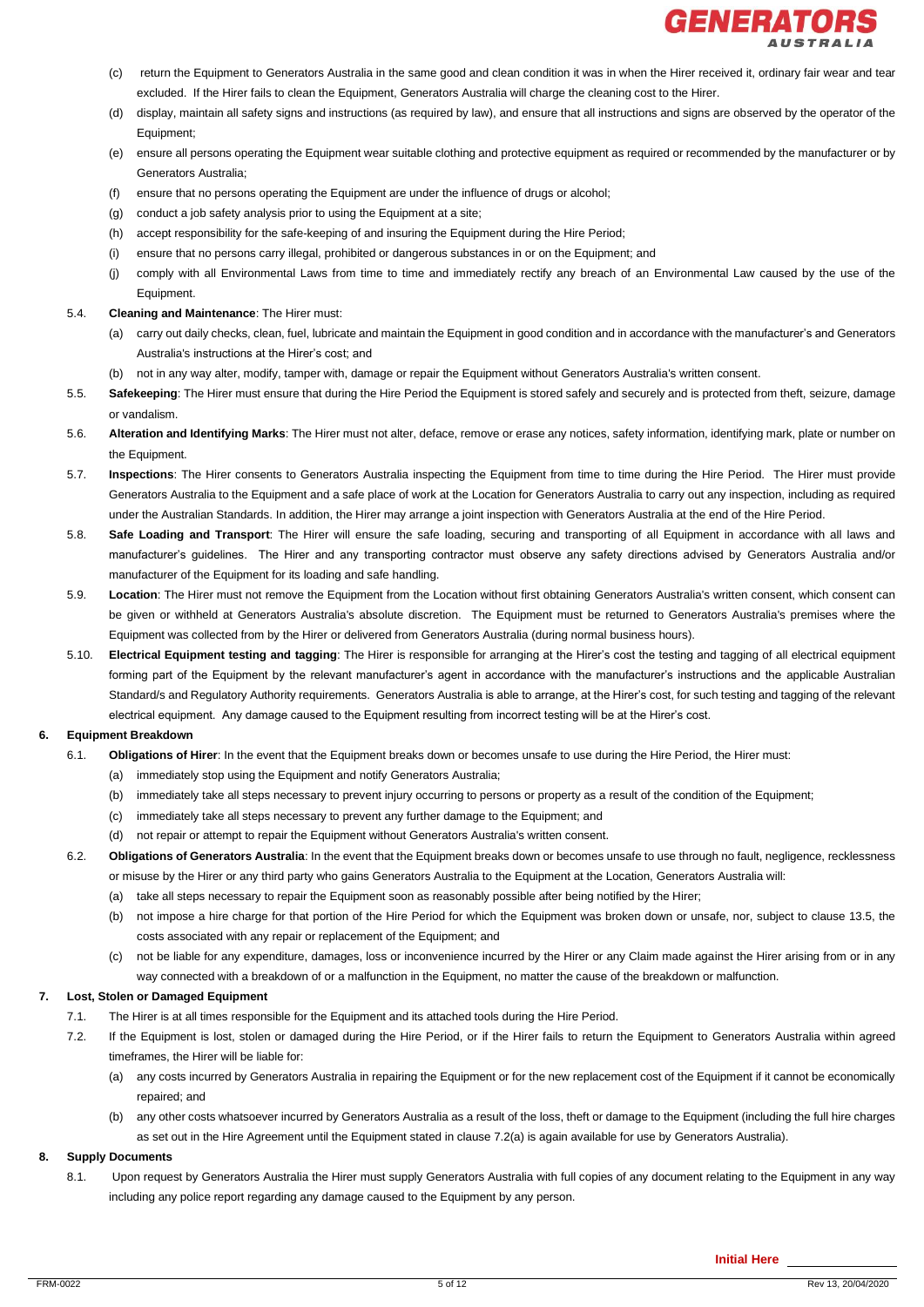(c) return the Equipment to Generators Australia in the same good and clean condition it was in when the Hirer received it, ordinary fair wear and tear excluded. If the Hirer fails to clean the Equipment, Generators Australia will charge the cleaning cost to the Hirer.

(d) display, maintain all safety signs and instructions (as required by law), and ensure that all instructions and signs are observed by the operator of the Equipment;

(e) ensure all persons operating the Equipment wear suitable clothing and protective equipment as required or recommended by the manufacturer or by Generators Australia;

(f) ensure that no persons operating the Equipment are under the influence of drugs or alcohol;

(g) conduct a job safety analysis prior to using the Equipment at a site;

(h) accept responsibility for the safe-keeping of and insuring the Equipment during the Hire Period;

(i) ensure that no persons carry illegal, prohibited or dangerous substances in or on the Equipment; and

(j) comply with all Environmental Laws from time to time and immediately rectify any breach of an Environmental Law caused by the use of the Equipment.

5.4. **Cleaning and Maintenance**: The Hirer must:

(a) carry out daily checks, clean, fuel, lubricate and maintain the Equipment in good condition and in accordance with the manufacturer's and Generators Australia's instructions at the Hirer's cost; and

(b) not in any way alter, modify, tamper with, damage or repair the Equipment without Generators Australia's written consent.

5.5. **Safekeeping**: The Hirer must ensure that during the Hire Period the Equipment is stored safely and securely and is protected from theft, seizure, damage or vandalism.

5.6. **Alteration and Identifying Marks**: The Hirer must not alter, deface, remove or erase any notices, safety information, identifying mark, plate or number on the Equipment.

5.7. **Inspections**: The Hirer consents to Generators Australia inspecting the Equipment from time to time during the Hire Period. The Hirer must provide Generators Australia to the Equipment and a safe place of work at the Location for Generators Australia to carry out any inspection, including as required under the Australian Standards. In addition, the Hirer may arrange a joint inspection with Generators Australia at the end of the Hire Period.

5.8. **Safe Loading and Transport**: The Hirer will ensure the safe loading, securing and transporting of all Equipment in accordance with all laws and manufacturer's guidelines. The Hirer and any transporting contractor must observe any safety directions advised by Generators Australia and/or manufacturer of the Equipment for its loading and safe handling.

5.9. **Location**: The Hirer must not remove the Equipment from the Location without first obtaining Generators Australia's written consent, which consent can be given or withheld at Generators Australia's absolute discretion. The Equipment must be returned to Generators Australia's premises where the Equipment was collected from by the Hirer or delivered from Generators Australia (during normal business hours).

5.10. **Electrical Equipment testing and tagging**: The Hirer is responsible for arranging at the Hirer's cost the testing and tagging of all electrical equipment forming part of the Equipment by the relevant manufacturer's agent in accordance with the manufacturer's instructions and the applicable Australian Standard/s and Regulatory Authority requirements. Generators Australia is able to arrange, at the Hirer's cost, for such testing and tagging of the relevant electrical equipment. Any damage caused to the Equipment resulting from incorrect testing will be at the Hirer's cost.

**6. Equipment Breakdown**

6.1. **Obligations of Hirer**: In the event that the Equipment breaks down or becomes unsafe to use during the Hire Period, the Hirer must:

(a) immediately stop using the Equipment and notify Generators Australia;

(b) immediately take all steps necessary to prevent injury occurring to persons or property as a result of the condition of the Equipment;

(c) immediately take all steps necessary to prevent any further damage to the Equipment; and

(d) not repair or attempt to repair the Equipment without Generators Australia's written consent.

6.2. **Obligations of Generators Australia**: In the event that the Equipment breaks down or becomes unsafe to use through no fault, negligence, recklessness or misuse by the Hirer or any third party who gains Generators Australia to the Equipment at the Location, Generators Australia will:

(a) take all steps necessary to repair the Equipment soon as reasonably possible after being notified by the Hirer;

(b) not impose a hire charge for that portion of the Hire Period for which the Equipment was broken down or unsafe, nor, subject to clause 13.5, the costs associated with any repair or replacement of the Equipment; and

(c) not be liable for any expenditure, damages, loss or inconvenience incurred by the Hirer or any Claim made against the Hirer arising from or in any way connected with a breakdown of or a malfunction in the Equipment, no matter the cause of the breakdown or malfunction.

**7. Lost, Stolen or Damaged Equipment**

7.1. The Hirer is at all times responsible for the Equipment and its attached tools during the Hire Period.

7.2. If the Equipment is lost, stolen or damaged during the Hire Period, or if the Hirer fails to return the Equipment to Generators Australia within agreed timeframes, the Hirer will be liable for:

(a) any costs incurred by Generators Australia in repairing the Equipment or for the new replacement cost of the Equipment if it cannot be economically repaired; and

(b) any other costs whatsoever incurred by Generators Australia as a result of the loss, theft or damage to the Equipment (including the full hire charges as set out in the Hire Agreement until the Equipment stated in clause 7.2(a) is again available for use by Generators Australia).

**8. Supply Documents**

8.1. Upon request by Generators Australia the Hirer must supply Generators Australia with full copies of any document relating to the Equipment in any way including any police report regarding any damage caused to the Equipment by any person.

**Initial Here** \_\_\_\_\_\_\_\_\_\_\_\_\_\_\_\_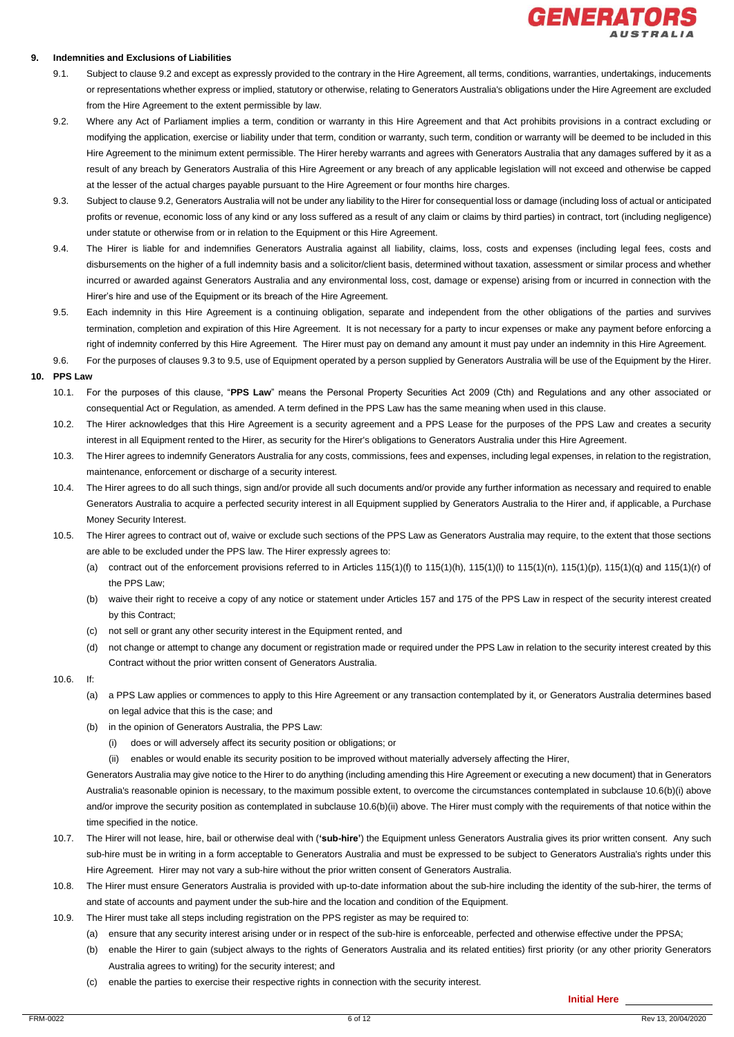## 9. Indemnities and Exclusions of Liabilities

9.1. Subject to clause 9.2 and except as expressly provided to the contrary in the Hire Agreement, all terms, conditions, warranties, undertakings, inducements or representations whether express or implied, statutory or otherwise, relating to Generators Australia's obligations under the Hire Agreement are excluded from the Hire Agreement to the extent permissible by law.

9.2. Where any Act of Parliament implies a term, condition or warranty in this Hire Agreement and that Act prohibits provisions in a contract excluding or modifying the application, exercise or liability under that term, condition or warranty, such term, condition or warranty will be deemed to be included in this Hire Agreement to the minimum extent permissible. The Hirer hereby warrants and agrees with Generators Australia that any damages suffered by it as a result of any breach by Generators Australia of this Hire Agreement or any breach of any applicable legislation will not exceed and otherwise be capped at the lesser of the actual charges payable pursuant to the Hire Agreement or four months hire charges.

9.3. Subject to clause 9.2, Generators Australia will not be under any liability to the Hirer for consequential loss or damage (including loss of actual or anticipated profits or revenue, economic loss of any kind or any loss suffered as a result of any claim or claims by third parties) in contract, tort (including negligence) under statute or otherwise from or in relation to the Equipment or this Hire Agreement.

9.4. The Hirer is liable for and indemnifies Generators Australia against all liability, claims, loss, costs and expenses (including legal fees, costs and disbursements on the higher of a full indemnity basis and a solicitor/client basis, determined without taxation, assessment or similar process and whether incurred or awarded against Generators Australia and any environmental loss, cost, damage or expense) arising from or incurred in connection with the Hirer's hire and use of the Equipment or its breach of the Hire Agreement.

9.5. Each indemnity in this Hire Agreement is a continuing obligation, separate and independent from the other obligations of the parties and survives termination, completion and expiration of this Hire Agreement. It is not necessary for a party to incur expenses or make any payment before enforcing a right of indemnity conferred by this Hire Agreement. The Hirer must pay on demand any amount it must pay under an indemnity in this Hire Agreement.

9.6. For the purposes of clauses 9.3 to 9.5, use of Equipment operated by a person supplied by Generators Australia will be use of the Equipment by the Hirer.

## 10. PPS Law

10.1. For the purposes of this clause, "**PPS Law**" means the Personal Property Securities Act 2009 (Cth) and Regulations and any other associated or consequential Act or Regulation, as amended. A term defined in the PPS Law has the same meaning when used in this clause.

10.2. The Hirer acknowledges that this Hire Agreement is a security agreement and a PPS Lease for the purposes of the PPS Law and creates a security interest in all Equipment rented to the Hirer, as security for the Hirer's obligations to Generators Australia under this Hire Agreement.

10.3. The Hirer agrees to indemnify Generators Australia for any costs, commissions, fees and expenses, including legal expenses, in relation to the registration, maintenance, enforcement or discharge of a security interest.

10.4. The Hirer agrees to do all such things, sign and/or provide all such documents and/or provide any further information as necessary and required to enable Generators Australia to acquire a perfected security interest in all Equipment supplied by Generators Australia to the Hirer and, if applicable, a Purchase Money Security Interest.

10.5. The Hirer agrees to contract out of, waive or exclude such sections of the PPS Law as Generators Australia may require, to the extent that those sections are able to be excluded under the PPS law. The Hirer expressly agrees to:

(a) contract out of the enforcement provisions referred to in Articles 115(1)(f) to 115(1)(h), 115(1)(l) to 115(1)(n), 115(1)(p), 115(1)(q) and 115(1)(r) of the PPS Law;

(b) waive their right to receive a copy of any notice or statement under Articles 157 and 175 of the PPS Law in respect of the security interest created by this Contract;

(c) not sell or grant any other security interest in the Equipment rented, and

(d) not change or attempt to change any document or registration made or required under the PPS Law in relation to the security interest created by this Contract without the prior written consent of Generators Australia.

10.6. If:

(a) a PPS Law applies or commences to apply to this Hire Agreement or any transaction contemplated by it, or Generators Australia determines based on legal advice that this is the case; and

(b) in the opinion of Generators Australia, the PPS Law:

(i) does or will adversely affect its security position or obligations; or

(ii) enables or would enable its security position to be improved without materially adversely affecting the Hirer,

Generators Australia may give notice to the Hirer to do anything (including amending this Hire Agreement or executing a new document) that in Generators Australia's reasonable opinion is necessary, to the maximum possible extent, to overcome the circumstances contemplated in subclause 10.6(b)(i) above and/or improve the security position as contemplated in subclause 10.6(b)(ii) above. The Hirer must comply with the requirements of that notice within the time specified in the notice.

10.7. The Hirer will not lease, hire, bail or otherwise deal with (**'sub-hire'**) the Equipment unless Generators Australia gives its prior written consent. Any such sub-hire must be in writing in a form acceptable to Generators Australia and must be expressed to be subject to Generators Australia's rights under this Hire Agreement. Hirer may not vary a sub-hire without the prior written consent of Generators Australia.

10.8. The Hirer must ensure Generators Australia is provided with up-to-date information about the sub-hire including the identity of the sub-hirer, the terms of and state of accounts and payment under the sub-hire and the location and condition of the Equipment.

10.9. The Hirer must take all steps including registration on the PPS register as may be required to:

(a) ensure that any security interest arising under or in respect of the sub-hire is enforceable, perfected and otherwise effective under the PPSA;

(b) enable the Hirer to gain (subject always to the rights of Generators Australia and its related entities) first priority (or any other priority Generators Australia agrees to writing) for the security interest; and

(c) enable the parties to exercise their respective rights in connection with the security interest.

**Initial Here** ______________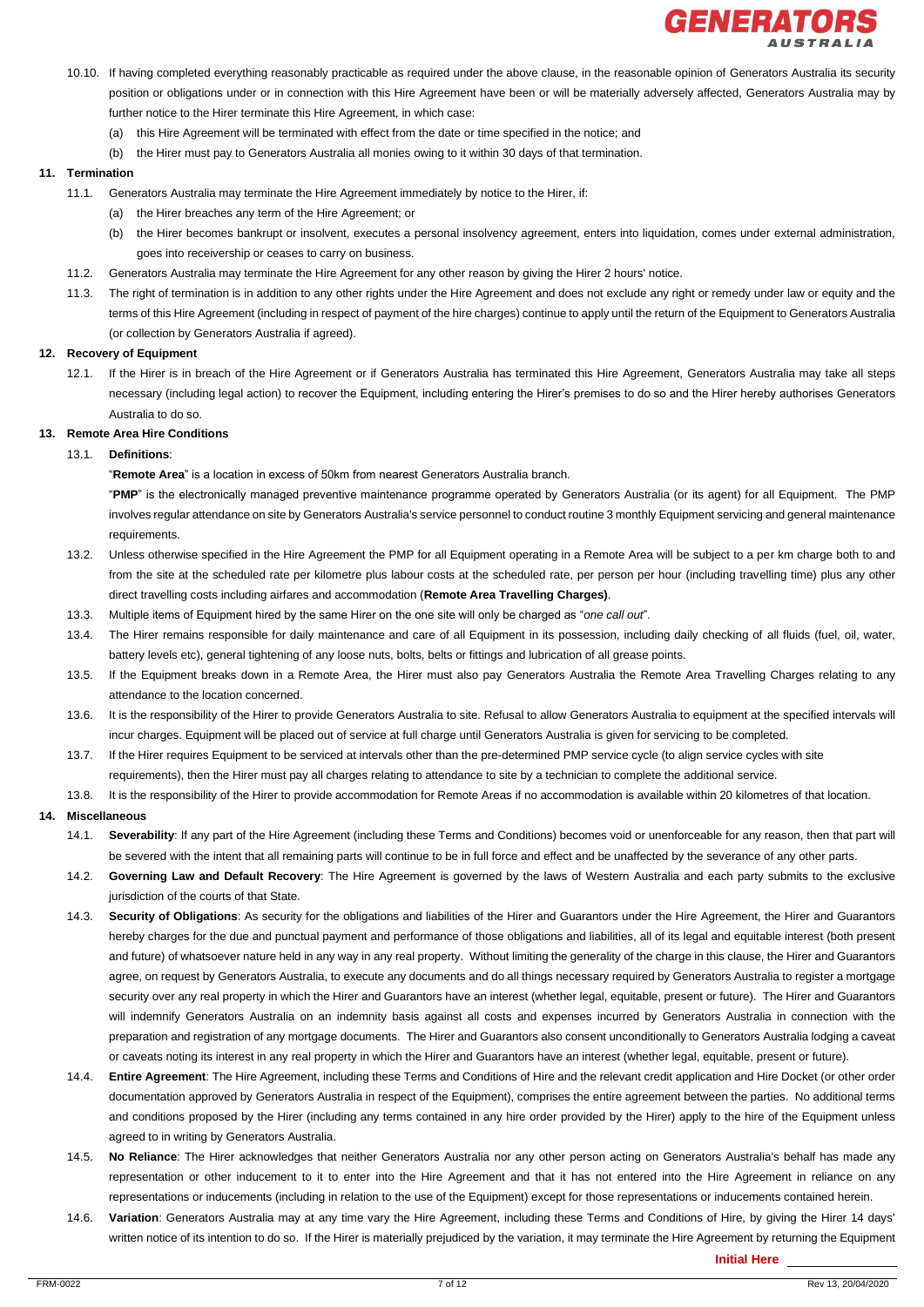10.10. If having completed everything reasonably practicable as required under the above clause, in the reasonable opinion of Generators Australia its security position or obligations under or in connection with this Hire Agreement have been or will be materially adversely affected, Generators Australia may by further notice to the Hirer terminate this Hire Agreement, in which case:

(a) this Hire Agreement will be terminated with effect from the date or time specified in the notice; and

(b) the Hirer must pay to Generators Australia all monies owing to it within 30 days of that termination.

## 11. Termination

11.1. Generators Australia may terminate the Hire Agreement immediately by notice to the Hirer, if:

(a) the Hirer breaches any term of the Hire Agreement; or

(b) the Hirer becomes bankrupt or insolvent, executes a personal insolvency agreement, enters into liquidation, comes under external administration, goes into receivership or ceases to carry on business.

11.2. Generators Australia may terminate the Hire Agreement for any other reason by giving the Hirer 2 hours' notice.

11.3. The right of termination is in addition to any other rights under the Hire Agreement and does not exclude any right or remedy under law or equity and the terms of this Hire Agreement (including in respect of payment of the hire charges) continue to apply until the return of the Equipment to Generators Australia (or collection by Generators Australia if agreed).

## 12. Recovery of Equipment

12.1. If the Hirer is in breach of the Hire Agreement or if Generators Australia has terminated this Hire Agreement, Generators Australia may take all steps necessary (including legal action) to recover the Equipment, including entering the Hirer's premises to do so and the Hirer hereby authorises Generators Australia to do so.

## 13. Remote Area Hire Conditions

13.1. **Definitions**:

"**Remote Area**" is a location in excess of 50km from nearest Generators Australia branch.

"**PMP**" is the electronically managed preventive maintenance programme operated by Generators Australia (or its agent) for all Equipment. The PMP involves regular attendance on site by Generators Australia's service personnel to conduct routine 3 monthly Equipment servicing and general maintenance requirements.

13.2. Unless otherwise specified in the Hire Agreement the PMP for all Equipment operating in a Remote Area will be subject to a per km charge both to and from the site at the scheduled rate per kilometre plus labour costs at the scheduled rate, per person per hour (including travelling time) plus any other direct travelling costs including airfares and accommodation (**Remote Area Travelling Charges)**.

13.3. Multiple items of Equipment hired by the same Hirer on the one site will only be charged as "*one call out*".

13.4. The Hirer remains responsible for daily maintenance and care of all Equipment in its possession, including daily checking of all fluids (fuel, oil, water, battery levels etc), general tightening of any loose nuts, bolts, belts or fittings and lubrication of all grease points.

13.5. If the Equipment breaks down in a Remote Area, the Hirer must also pay Generators Australia the Remote Area Travelling Charges relating to any attendance to the location concerned.

13.6. It is the responsibility of the Hirer to provide Generators Australia to site. Refusal to allow Generators Australia to equipment at the specified intervals will incur charges. Equipment will be placed out of service at full charge until Generators Australia is given for servicing to be completed.

13.7. If the Hirer requires Equipment to be serviced at intervals other than the pre-determined PMP service cycle (to align service cycles with site requirements), then the Hirer must pay all charges relating to attendance to site by a technician to complete the additional service.

13.8. It is the responsibility of the Hirer to provide accommodation for Remote Areas if no accommodation is available within 20 kilometres of that location.

## 14. Miscellaneous

14.1. **Severability**: If any part of the Hire Agreement (including these Terms and Conditions) becomes void or unenforceable for any reason, then that part will be severed with the intent that all remaining parts will continue to be in full force and effect and be unaffected by the severance of any other parts.

14.2. **Governing Law and Default Recovery**: The Hire Agreement is governed by the laws of Western Australia and each party submits to the exclusive jurisdiction of the courts of that State.

14.3. **Security of Obligations**: As security for the obligations and liabilities of the Hirer and Guarantors under the Hire Agreement, the Hirer and Guarantors hereby charges for the due and punctual payment and performance of those obligations and liabilities, all of its legal and equitable interest (both present and future) of whatsoever nature held in any way in any real property. Without limiting the generality of the charge in this clause, the Hirer and Guarantors agree, on request by Generators Australia, to execute any documents and do all things necessary required by Generators Australia to register a mortgage security over any real property in which the Hirer and Guarantors have an interest (whether legal, equitable, present or future). The Hirer and Guarantors will indemnify Generators Australia on an indemnity basis against all costs and expenses incurred by Generators Australia in connection with the preparation and registration of any mortgage documents. The Hirer and Guarantors also consent unconditionally to Generators Australia lodging a caveat or caveats noting its interest in any real property in which the Hirer and Guarantors have an interest (whether legal, equitable, present or future).

14.4. **Entire Agreement**: The Hire Agreement, including these Terms and Conditions of Hire and the relevant credit application and Hire Docket (or other order documentation approved by Generators Australia in respect of the Equipment), comprises the entire agreement between the parties. No additional terms and conditions proposed by the Hirer (including any terms contained in any hire order provided by the Hirer) apply to the hire of the Equipment unless agreed to in writing by Generators Australia.

14.5. **No Reliance**: The Hirer acknowledges that neither Generators Australia nor any other person acting on Generators Australia's behalf has made any representation or other inducement to it to enter into the Hire Agreement and that it has not entered into the Hire Agreement in reliance on any representations or inducements (including in relation to the use of the Equipment) except for those representations or inducements contained herein.

14.6. **Variation**: Generators Australia may at any time vary the Hire Agreement, including these Terms and Conditions of Hire, by giving the Hirer 14 days' written notice of its intention to do so. If the Hirer is materially prejudiced by the variation, it may terminate the Hire Agreement by returning the Equipment

**Initial Here** \_\_\_\_\_\_\_\_\_\_\_\_\_\_\_\_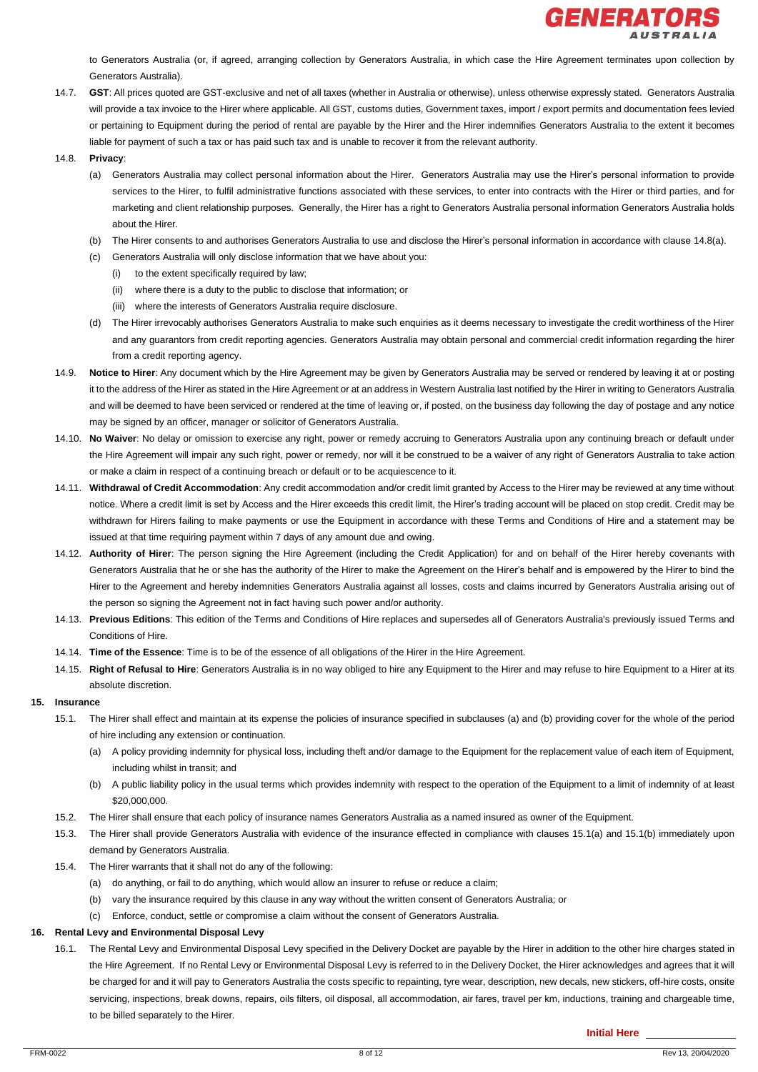to Generators Australia (or, if agreed, arranging collection by Generators Australia, in which case the Hire Agreement terminates upon collection by Generators Australia).

14.7. **GST**: All prices quoted are GST-exclusive and net of all taxes (whether in Australia or otherwise), unless otherwise expressly stated. Generators Australia will provide a tax invoice to the Hirer where applicable. All GST, customs duties, Government taxes, import / export permits and documentation fees levied or pertaining to Equipment during the period of rental are payable by the Hirer and the Hirer indemnifies Generators Australia to the extent it becomes liable for payment of such a tax or has paid such tax and is unable to recover it from the relevant authority.

14.8. **Privacy**:

(a) Generators Australia may collect personal information about the Hirer. Generators Australia may use the Hirer's personal information to provide services to the Hirer, to fulfil administrative functions associated with these services, to enter into contracts with the Hirer or third parties, and for marketing and client relationship purposes. Generally, the Hirer has a right to Generators Australia personal information Generators Australia holds about the Hirer.

(b) The Hirer consents to and authorises Generators Australia to use and disclose the Hirer's personal information in accordance with clause 14.8(a).

(c) Generators Australia will only disclose information that we have about you:

(i) to the extent specifically required by law;

(ii) where there is a duty to the public to disclose that information; or

(iii) where the interests of Generators Australia require disclosure.

(d) The Hirer irrevocably authorises Generators Australia to make such enquiries as it deems necessary to investigate the credit worthiness of the Hirer and any guarantors from credit reporting agencies. Generators Australia may obtain personal and commercial credit information regarding the hirer from a credit reporting agency.

14.9. **Notice to Hirer**: Any document which by the Hire Agreement may be given by Generators Australia may be served or rendered by leaving it at or posting it to the address of the Hirer as stated in the Hire Agreement or at an address in Western Australia last notified by the Hirer in writing to Generators Australia and will be deemed to have been serviced or rendered at the time of leaving or, if posted, on the business day following the day of postage and any notice may be signed by an officer, manager or solicitor of Generators Australia.

14.10. **No Waiver**: No delay or omission to exercise any right, power or remedy accruing to Generators Australia upon any continuing breach or default under the Hire Agreement will impair any such right, power or remedy, nor will it be construed to be a waiver of any right of Generators Australia to take action or make a claim in respect of a continuing breach or default or to be acquiescence to it.

14.11. **Withdrawal of Credit Accommodation**: Any credit accommodation and/or credit limit granted by Access to the Hirer may be reviewed at any time without notice. Where a credit limit is set by Access and the Hirer exceeds this credit limit, the Hirer's trading account will be placed on stop credit. Credit may be withdrawn for Hirers failing to make payments or use the Equipment in accordance with these Terms and Conditions of Hire and a statement may be issued at that time requiring payment within 7 days of any amount due and owing.

14.12. **Authority of Hirer**: The person signing the Hire Agreement (including the Credit Application) for and on behalf of the Hirer hereby covenants with Generators Australia that he or she has the authority of the Hirer to make the Agreement on the Hirer's behalf and is empowered by the Hirer to bind the Hirer to the Agreement and hereby indemnities Generators Australia against all losses, costs and claims incurred by Generators Australia arising out of the person so signing the Agreement not in fact having such power and/or authority.

14.13. **Previous Editions**: This edition of the Terms and Conditions of Hire replaces and supersedes all of Generators Australia's previously issued Terms and Conditions of Hire.

14.14. **Time of the Essence**: Time is to be of the essence of all obligations of the Hirer in the Hire Agreement.

14.15. **Right of Refusal to Hire**: Generators Australia is in no way obliged to hire any Equipment to the Hirer and may refuse to hire Equipment to a Hirer at its absolute discretion.

## 15. Insurance

15.1. The Hirer shall effect and maintain at its expense the policies of insurance specified in subclauses (a) and (b) providing cover for the whole of the period of hire including any extension or continuation.

(a) A policy providing indemnity for physical loss, including theft and/or damage to the Equipment for the replacement value of each item of Equipment, including whilst in transit; and

(b) A public liability policy in the usual terms which provides indemnity with respect to the operation of the Equipment to a limit of indemnity of at least $20,000,000.

15.2. The Hirer shall ensure that each policy of insurance names Generators Australia as a named insured as owner of the Equipment.

15.3. The Hirer shall provide Generators Australia with evidence of the insurance effected in compliance with clauses 15.1(a) and 15.1(b) immediately upon demand by Generators Australia.

15.4. The Hirer warrants that it shall not do any of the following:

(a) do anything, or fail to do anything, which would allow an insurer to refuse or reduce a claim;

(b) vary the insurance required by this clause in any way without the written consent of Generators Australia; or

(c) Enforce, conduct, settle or compromise a claim without the consent of Generators Australia.

## 16. Rental Levy and Environmental Disposal Levy

16.1. The Rental Levy and Environmental Disposal Levy specified in the Delivery Docket are payable by the Hirer in addition to the other hire charges stated in the Hire Agreement. If no Rental Levy or Environmental Disposal Levy is referred to in the Delivery Docket, the Hirer acknowledges and agrees that it will be charged for and it will pay to Generators Australia the costs specific to repainting, tyre wear, description, new decals, new stickers, off-hire costs, onsite servicing, inspections, break downs, repairs, oils filters, oil disposal, all accommodation, air fares, travel per km, inductions, training and chargeable time, to be billed separately to the Hirer.

**Initial Here** ______________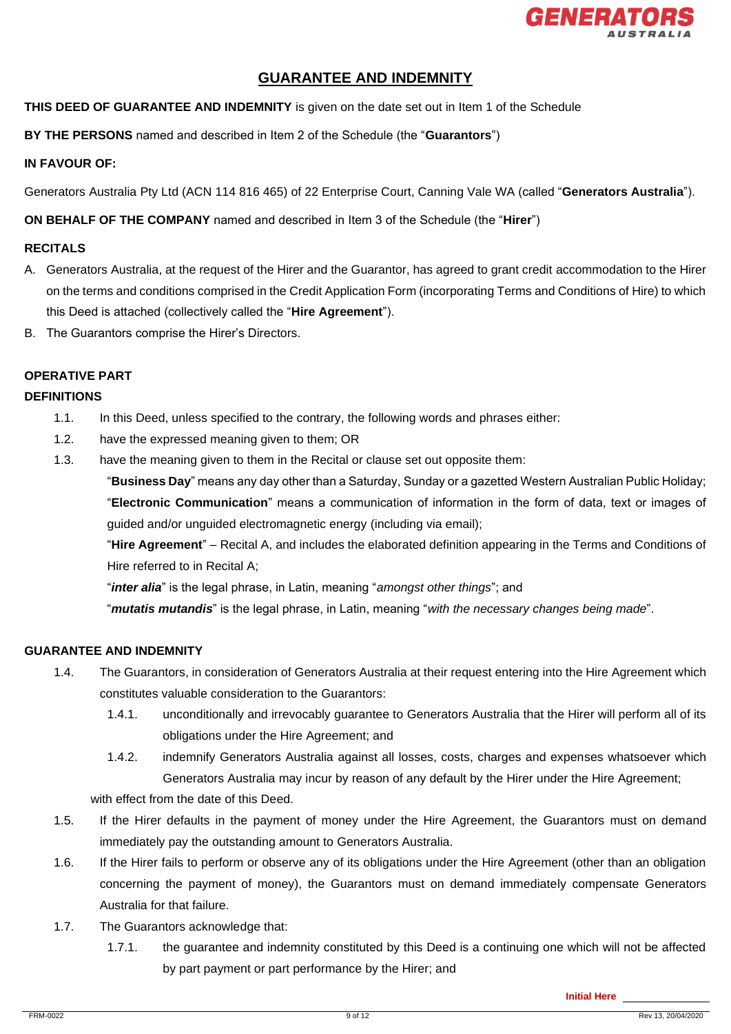# GUARANTEE AND INDEMNITY

**THIS DEED OF GUARANTEE AND INDEMNITY** is given on the date set out in Item 1 of the Schedule

**BY THE PERSONS** named and described in Item 2 of the Schedule (the "**Guarantors**")

**IN FAVOUR OF:**

Generators Australia Pty Ltd (ACN 114 816 465) of 22 Enterprise Court, Canning Vale WA (called "**Generators Australia**").

**ON BEHALF OF THE COMPANY** named and described in Item 3 of the Schedule (the "**Hirer**")

**RECITALS**

A. Generators Australia, at the request of the Hirer and the Guarantor, has agreed to grant credit accommodation to the Hirer on the terms and conditions comprised in the Credit Application Form (incorporating Terms and Conditions of Hire) to which this Deed is attached (collectively called the "**Hire Agreement**").

B. The Guarantors comprise the Hirer's Directors.

**OPERATIVE PART**

**DEFINITIONS**

1.1. In this Deed, unless specified to the contrary, the following words and phrases either:

1.2. have the expressed meaning given to them; OR

1.3. have the meaning given to them in the Recital or clause set out opposite them:

"**Business Day**" means any day other than a Saturday, Sunday or a gazetted Western Australian Public Holiday;

"**Electronic Communication**" means a communication of information in the form of data, text or images of guided and/or unguided electromagnetic energy (including via email);

"**Hire Agreement**" – Recital A, and includes the elaborated definition appearing in the Terms and Conditions of Hire referred to in Recital A;

"***inter alia***" is the legal phrase, in Latin, meaning "*amongst other things*"; and

"***mutatis mutandis***" is the legal phrase, in Latin, meaning "*with the necessary changes being made*".

**GUARANTEE AND INDEMNITY**

1.4. The Guarantors, in consideration of Generators Australia at their request entering into the Hire Agreement which constitutes valuable consideration to the Guarantors:

1.4.1. unconditionally and irrevocably guarantee to Generators Australia that the Hirer will perform all of its obligations under the Hire Agreement; and

1.4.2. indemnify Generators Australia against all losses, costs, charges and expenses whatsoever which Generators Australia may incur by reason of any default by the Hirer under the Hire Agreement;

with effect from the date of this Deed.

1.5. If the Hirer defaults in the payment of money under the Hire Agreement, the Guarantors must on demand immediately pay the outstanding amount to Generators Australia.

1.6. If the Hirer fails to perform or observe any of its obligations under the Hire Agreement (other than an obligation concerning the payment of money), the Guarantors must on demand immediately compensate Generators Australia for that failure.

1.7. The Guarantors acknowledge that:

1.7.1. the guarantee and indemnity constituted by this Deed is a continuing one which will not be affected by part payment or part performance by the Hirer; and

**Initial Here** \_\_\_\_\_\_\_\_\_\_\_\_\_\_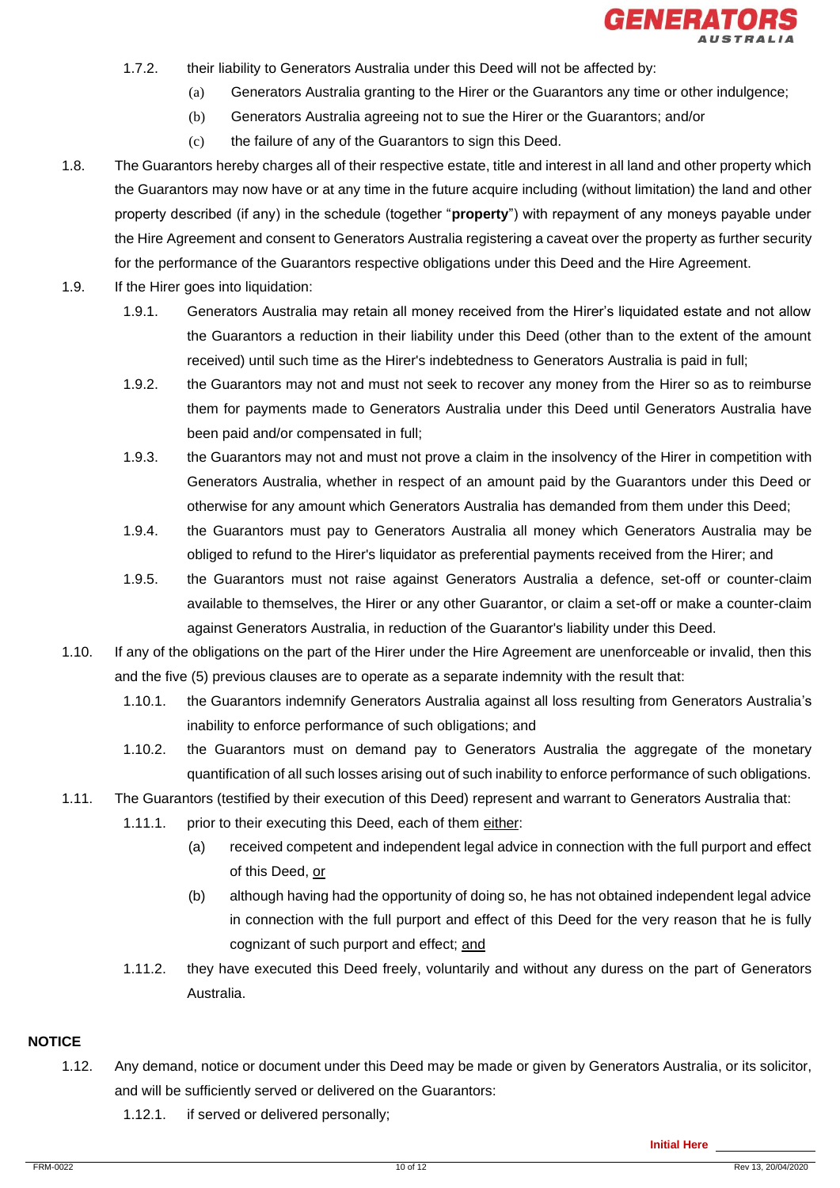1.7.2. their liability to Generators Australia under this Deed will not be affected by:

(a) Generators Australia granting to the Hirer or the Guarantors any time or other indulgence;

(b) Generators Australia agreeing not to sue the Hirer or the Guarantors; and/or

(c) the failure of any of the Guarantors to sign this Deed.

1.8. The Guarantors hereby charges all of their respective estate, title and interest in all land and other property which the Guarantors may now have or at any time in the future acquire including (without limitation) the land and other property described (if any) in the schedule (together "**property**") with repayment of any moneys payable under the Hire Agreement and consent to Generators Australia registering a caveat over the property as further security for the performance of the Guarantors respective obligations under this Deed and the Hire Agreement.

1.9. If the Hirer goes into liquidation:

1.9.1. Generators Australia may retain all money received from the Hirer's liquidated estate and not allow the Guarantors a reduction in their liability under this Deed (other than to the extent of the amount received) until such time as the Hirer's indebtedness to Generators Australia is paid in full;

1.9.2. the Guarantors may not and must not seek to recover any money from the Hirer so as to reimburse them for payments made to Generators Australia under this Deed until Generators Australia have been paid and/or compensated in full;

1.9.3. the Guarantors may not and must not prove a claim in the insolvency of the Hirer in competition with Generators Australia, whether in respect of an amount paid by the Guarantors under this Deed or otherwise for any amount which Generators Australia has demanded from them under this Deed;

1.9.4. the Guarantors must pay to Generators Australia all money which Generators Australia may be obliged to refund to the Hirer's liquidator as preferential payments received from the Hirer; and

1.9.5. the Guarantors must not raise against Generators Australia a defence, set-off or counter-claim available to themselves, the Hirer or any other Guarantor, or claim a set-off or make a counter-claim against Generators Australia, in reduction of the Guarantor's liability under this Deed.

1.10. If any of the obligations on the part of the Hirer under the Hire Agreement are unenforceable or invalid, then this and the five (5) previous clauses are to operate as a separate indemnity with the result that:

1.10.1. the Guarantors indemnify Generators Australia against all loss resulting from Generators Australia's inability to enforce performance of such obligations; and

1.10.2. the Guarantors must on demand pay to Generators Australia the aggregate of the monetary quantification of all such losses arising out of such inability to enforce performance of such obligations.

1.11. The Guarantors (testified by their execution of this Deed) represent and warrant to Generators Australia that:

1.11.1. prior to their executing this Deed, each of them <u>either</u>:

(a) received competent and independent legal advice in connection with the full purport and effect of this Deed, <u>or</u>

(b) although having had the opportunity of doing so, he has not obtained independent legal advice in connection with the full purport and effect of this Deed for the very reason that he is fully cognizant of such purport and effect; <u>and</u>

1.11.2. they have executed this Deed freely, voluntarily and without any duress on the part of Generators Australia.

**NOTICE**

1.12. Any demand, notice or document under this Deed may be made or given by Generators Australia, or its solicitor, and will be sufficiently served or delivered on the Guarantors:

1.12.1. if served or delivered personally;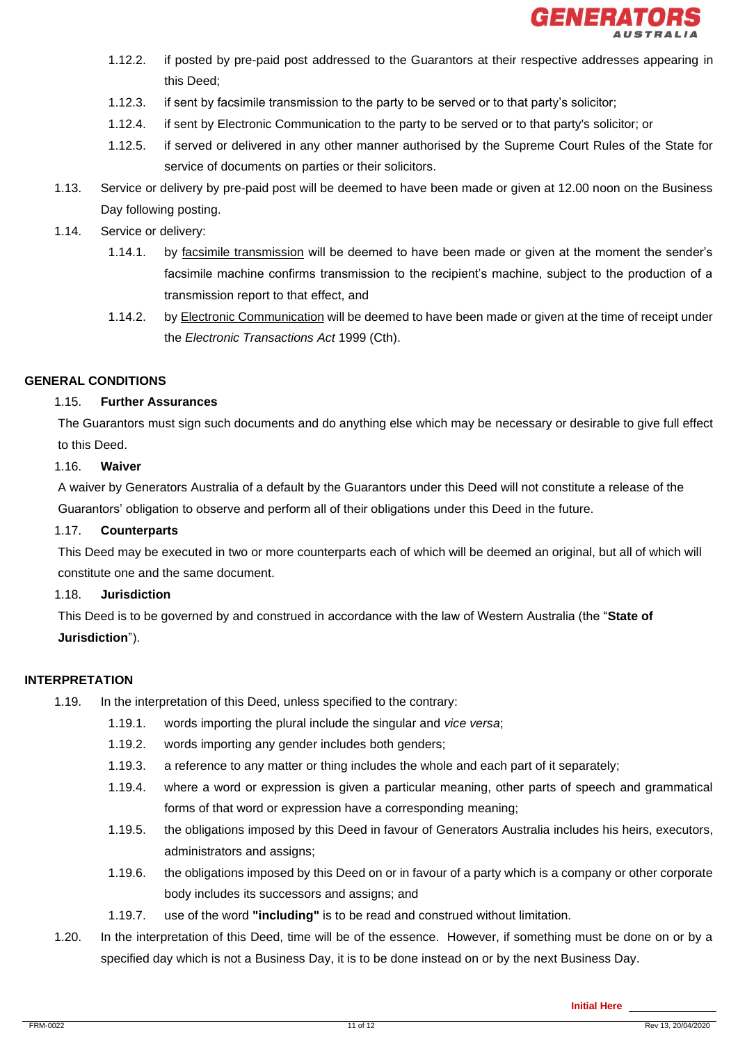1.12.2. if posted by pre-paid post addressed to the Guarantors at their respective addresses appearing in this Deed;

1.12.3. if sent by facsimile transmission to the party to be served or to that party's solicitor;

1.12.4. if sent by Electronic Communication to the party to be served or to that party's solicitor; or

1.12.5. if served or delivered in any other manner authorised by the Supreme Court Rules of the State for service of documents on parties or their solicitors.

1.13. Service or delivery by pre-paid post will be deemed to have been made or given at 12.00 noon on the Business Day following posting.

1.14. Service or delivery:

1.14.1. by facsimile transmission will be deemed to have been made or given at the moment the sender's facsimile machine confirms transmission to the recipient's machine, subject to the production of a transmission report to that effect, and

1.14.2. by Electronic Communication will be deemed to have been made or given at the time of receipt under the *Electronic Transactions Act* 1999 (Cth).

**GENERAL CONDITIONS**

1.15. **Further Assurances**

The Guarantors must sign such documents and do anything else which may be necessary or desirable to give full effect to this Deed.

1.16. **Waiver**

A waiver by Generators Australia of a default by the Guarantors under this Deed will not constitute a release of the Guarantors' obligation to observe and perform all of their obligations under this Deed in the future.

1.17. **Counterparts**

This Deed may be executed in two or more counterparts each of which will be deemed an original, but all of which will constitute one and the same document.

1.18. **Jurisdiction**

This Deed is to be governed by and construed in accordance with the law of Western Australia (the "**State of Jurisdiction**").

**INTERPRETATION**

1.19. In the interpretation of this Deed, unless specified to the contrary:

1.19.1. words importing the plural include the singular and *vice versa*;

1.19.2. words importing any gender includes both genders;

1.19.3. a reference to any matter or thing includes the whole and each part of it separately;

1.19.4. where a word or expression is given a particular meaning, other parts of speech and grammatical forms of that word or expression have a corresponding meaning;

1.19.5. the obligations imposed by this Deed in favour of Generators Australia includes his heirs, executors, administrators and assigns;

1.19.6. the obligations imposed by this Deed on or in favour of a party which is a company or other corporate body includes its successors and assigns; and

1.19.7. use of the word **"including"** is to be read and construed without limitation.

1.20. In the interpretation of this Deed, time will be of the essence. However, if something must be done on or by a specified day which is not a Business Day, it is to be done instead on or by the next Business Day.

Initial Here ______________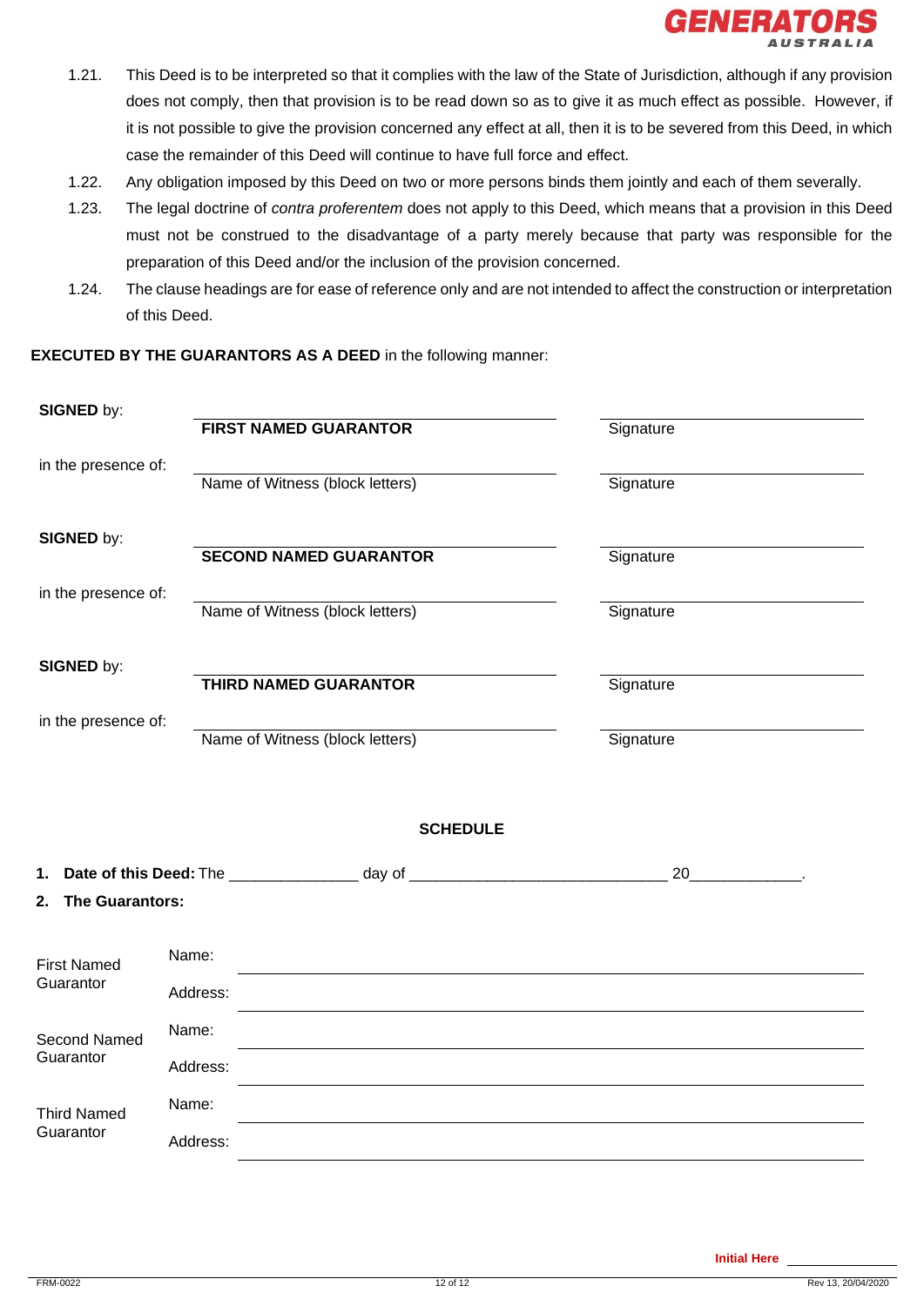1.21. This Deed is to be interpreted so that it complies with the law of the State of Jurisdiction, although if any provision does not comply, then that provision is to be read down so as to give it as much effect as possible. However, if it is not possible to give the provision concerned any effect at all, then it is to be severed from this Deed, in which case the remainder of this Deed will continue to have full force and effect.

1.22. Any obligation imposed by this Deed on two or more persons binds them jointly and each of them severally.

1.23. The legal doctrine of *contra proferentem* does not apply to this Deed, which means that a provision in this Deed must not be construed to the disadvantage of a party merely because that party was responsible for the preparation of this Deed and/or the inclusion of the provision concerned.

1.24. The clause headings are for ease of reference only and are not intended to affect the construction or interpretation of this Deed.

**EXECUTED BY THE GUARANTORS AS A DEED** in the following manner:

| | | |
|---|---|---|
| **SIGNED** by: | **FIRST NAMED GUARANTOR** | Signature |
| in the presence of: | Name of Witness (block letters) | Signature |
| **SIGNED** by: | **SECOND NAMED GUARANTOR** | Signature |
| in the presence of: | Name of Witness (block letters) | Signature |
| **SIGNED** by: | **THIRD NAMED GUARANTOR** | Signature |
| in the presence of: | Name of Witness (block letters) | Signature |

## SCHEDULE

1. **Date of this Deed:** The ______________ day of _____________________________ 20____________.
2. **The Guarantors:**

| | | |
|---|---|---|
| First Named Guarantor | Name: | |
| | Address: | |
| Second Named Guarantor | Name: | |
| | Address: | |
| Third Named Guarantor | Name: | |
| | Address: | |

**Initial Here** ____________